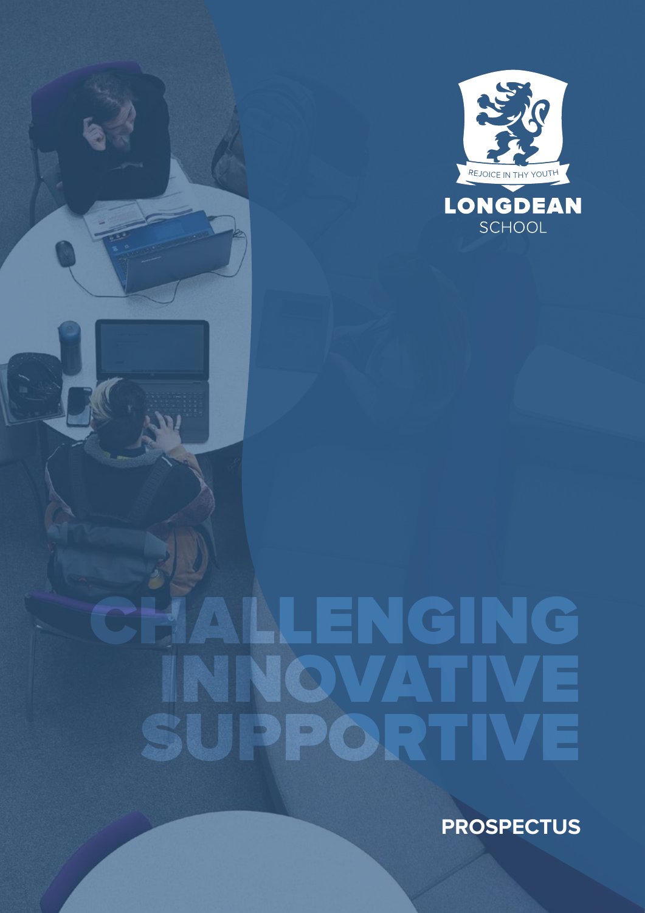REJOICE IN THY YOUTH

# LONGDEAN SCHOOL

# CHALLENGING INNOVATIVE SUPPORTIVE

**PROSPECTUS**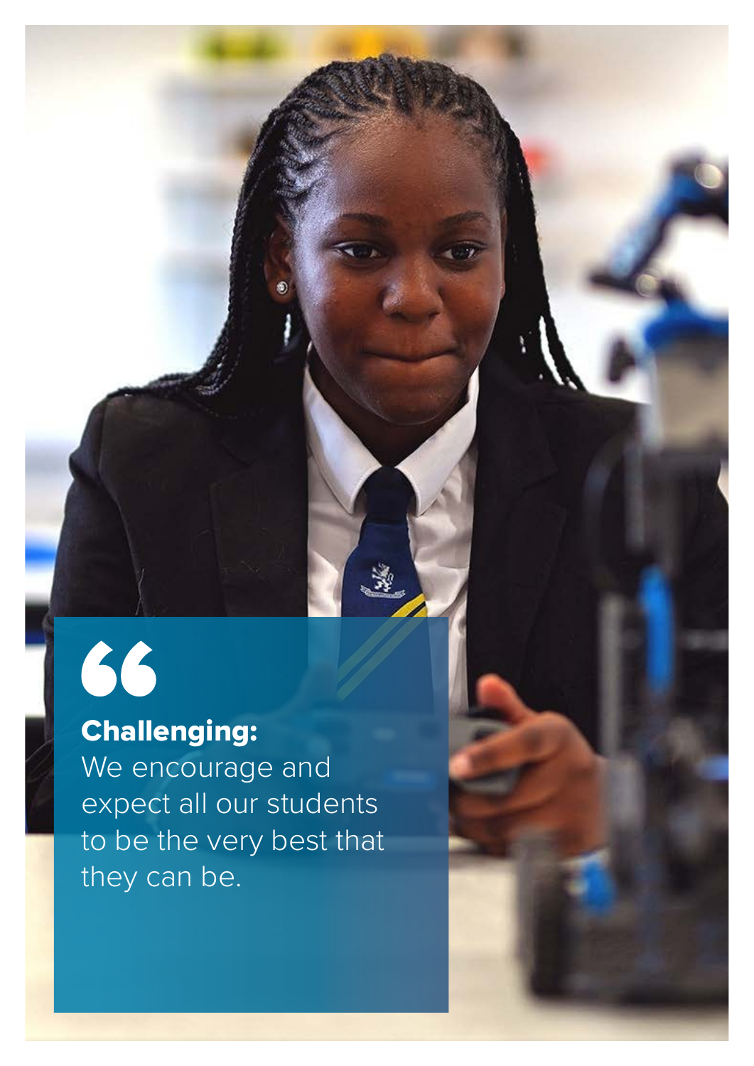**Challenging:**
We encourage and expect all our students to be the very best that they can be.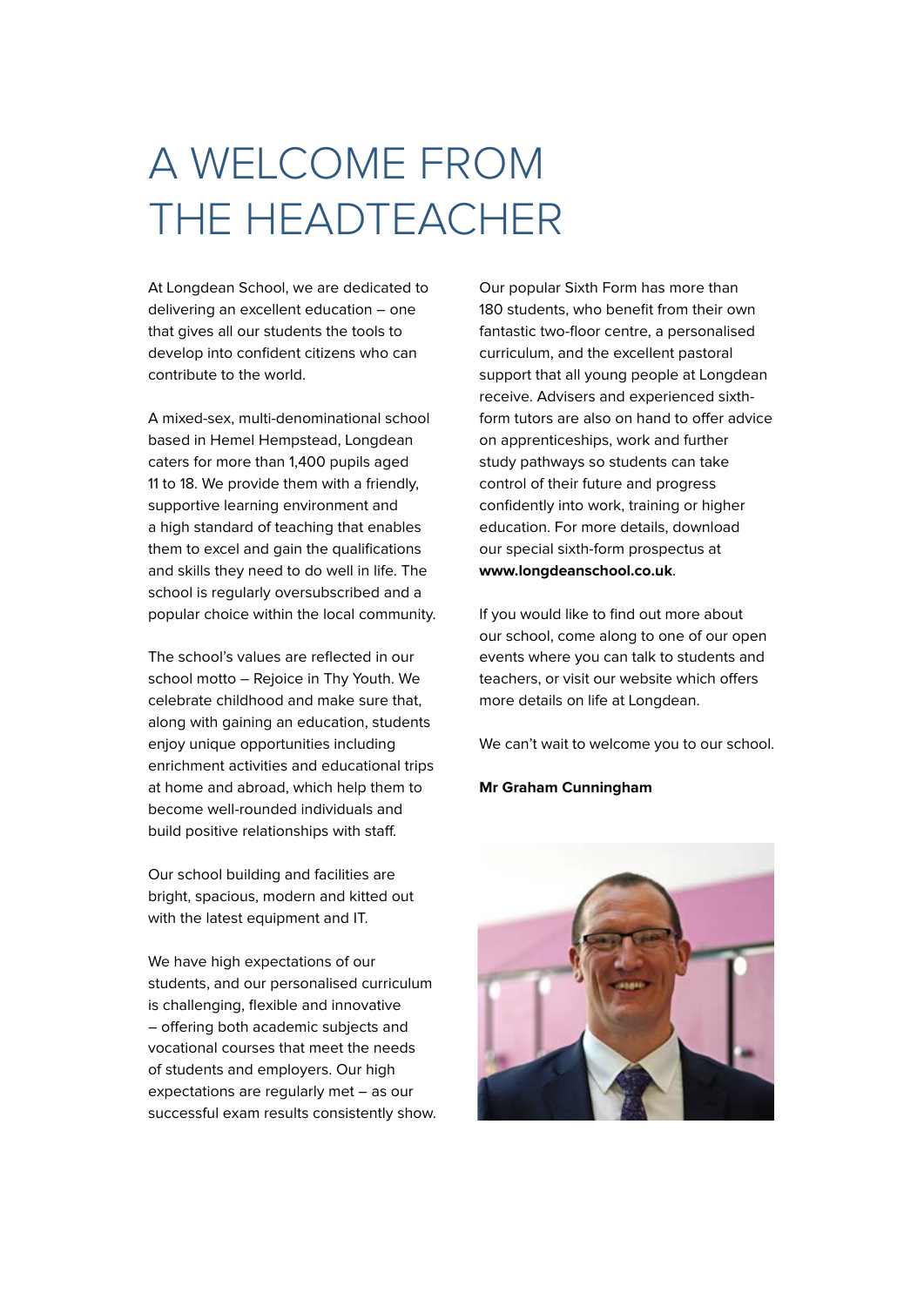# A WELCOME FROM THE HEADTEACHER

At Longdean School, we are dedicated to delivering an excellent education – one that gives all our students the tools to develop into confident citizens who can contribute to the world.

A mixed-sex, multi-denominational school based in Hemel Hempstead, Longdean caters for more than 1,400 pupils aged 11 to 18. We provide them with a friendly, supportive learning environment and a high standard of teaching that enables them to excel and gain the qualifications and skills they need to do well in life. The school is regularly oversubscribed and a popular choice within the local community.

The school's values are reflected in our school motto – Rejoice in Thy Youth. We celebrate childhood and make sure that, along with gaining an education, students enjoy unique opportunities including enrichment activities and educational trips at home and abroad, which help them to become well-rounded individuals and build positive relationships with staff.

Our school building and facilities are bright, spacious, modern and kitted out with the latest equipment and IT.

We have high expectations of our students, and our personalised curriculum is challenging, flexible and innovative – offering both academic subjects and vocational courses that meet the needs of students and employers. Our high expectations are regularly met – as our successful exam results consistently show.

Our popular Sixth Form has more than 180 students, who benefit from their own fantastic two-floor centre, a personalised curriculum, and the excellent pastoral support that all young people at Longdean receive. Advisers and experienced sixth-form tutors are also on hand to offer advice on apprenticeships, work and further study pathways so students can take control of their future and progress confidently into work, training or higher education. For more details, download our special sixth-form prospectus at **www.longdeanschool.co.uk**.

If you would like to find out more about our school, come along to one of our open events where you can talk to students and teachers, or visit our website which offers more details on life at Longdean.

We can't wait to welcome you to our school.

**Mr Graham Cunningham**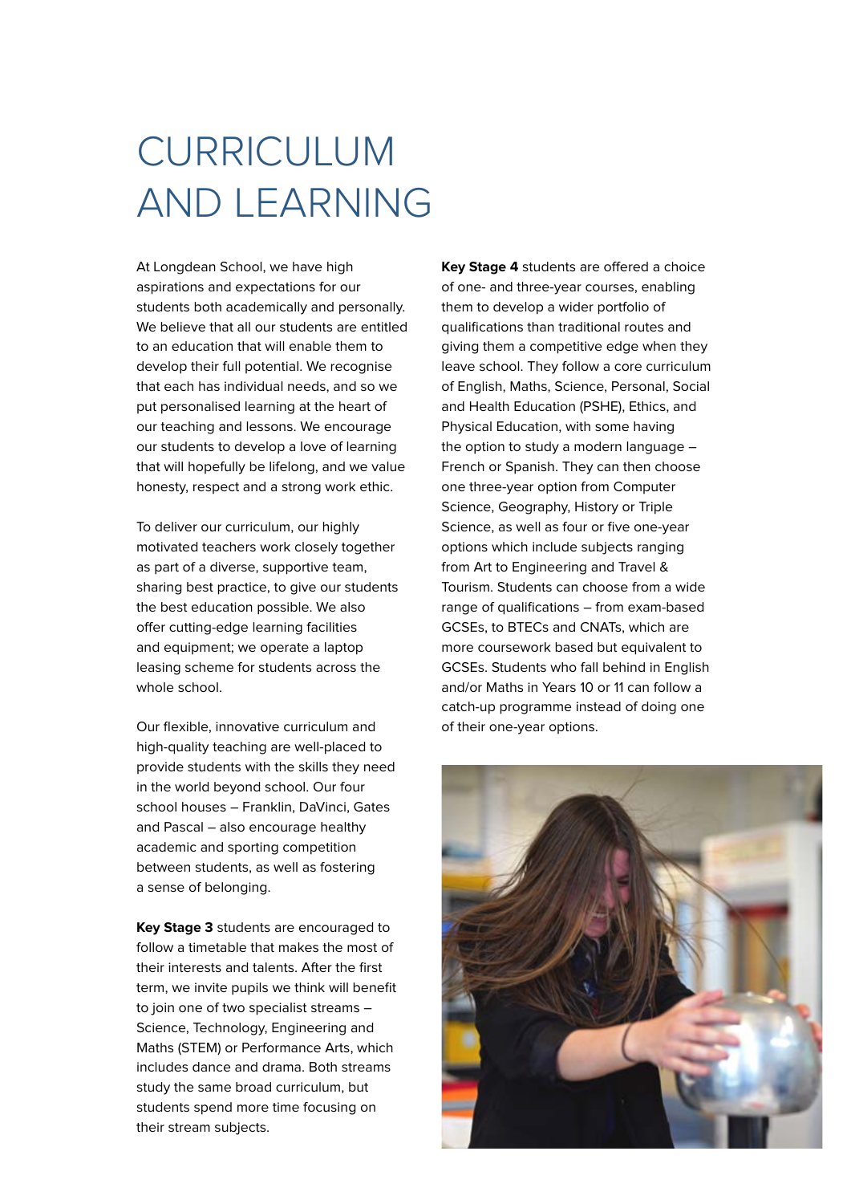# CURRICULUM AND LEARNING

At Longdean School, we have high aspirations and expectations for our students both academically and personally. We believe that all our students are entitled to an education that will enable them to develop their full potential. We recognise that each has individual needs, and so we put personalised learning at the heart of our teaching and lessons. We encourage our students to develop a love of learning that will hopefully be lifelong, and we value honesty, respect and a strong work ethic.

To deliver our curriculum, our highly motivated teachers work closely together as part of a diverse, supportive team, sharing best practice, to give our students the best education possible. We also offer cutting-edge learning facilities and equipment; we operate a laptop leasing scheme for students across the whole school.

Our flexible, innovative curriculum and high-quality teaching are well-placed to provide students with the skills they need in the world beyond school. Our four school houses – Franklin, DaVinci, Gates and Pascal – also encourage healthy academic and sporting competition between students, as well as fostering a sense of belonging.

**Key Stage 3** students are encouraged to follow a timetable that makes the most of their interests and talents. After the first term, we invite pupils we think will benefit to join one of two specialist streams – Science, Technology, Engineering and Maths (STEM) or Performance Arts, which includes dance and drama. Both streams study the same broad curriculum, but students spend more time focusing on their stream subjects.

**Key Stage 4** students are offered a choice of one- and three-year courses, enabling them to develop a wider portfolio of qualifications than traditional routes and giving them a competitive edge when they leave school. They follow a core curriculum of English, Maths, Science, Personal, Social and Health Education (PSHE), Ethics, and Physical Education, with some having the option to study a modern language – French or Spanish. They can then choose one three-year option from Computer Science, Geography, History or Triple Science, as well as four or five one-year options which include subjects ranging from Art to Engineering and Travel & Tourism. Students can choose from a wide range of qualifications – from exam-based GCSEs, to BTECs and CNATs, which are more coursework based but equivalent to GCSEs. Students who fall behind in English and/or Maths in Years 10 or 11 can follow a catch-up programme instead of doing one of their one-year options.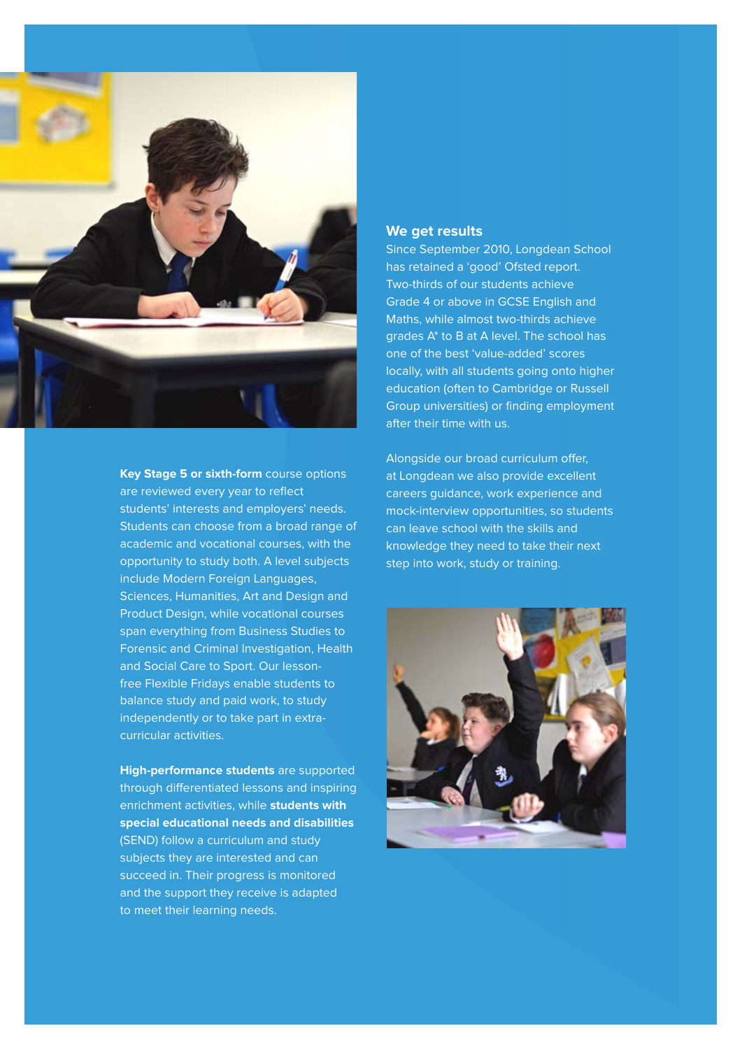**Key Stage 5 or sixth-form** course options are reviewed every year to reflect students' interests and employers' needs. Students can choose from a broad range of academic and vocational courses, with the opportunity to study both. A level subjects include Modern Foreign Languages, Sciences, Humanities, Art and Design and Product Design, while vocational courses span everything from Business Studies to Forensic and Criminal Investigation, Health and Social Care to Sport. Our lesson-free Flexible Fridays enable students to balance study and paid work, to study independently or to take part in extra-curricular activities.

**High-performance students** are supported through differentiated lessons and inspiring enrichment activities, while **students with special educational needs and disabilities** (SEND) follow a curriculum and study subjects they are interested and can succeed in. Their progress is monitored and the support they receive is adapted to meet their learning needs.

## We get results

Since September 2010, Longdean School has retained a 'good' Ofsted report. Two-thirds of our students achieve Grade 4 or above in GCSE English and Maths, while almost two-thirds achieve grades A* to B at A level. The school has one of the best 'value-added' scores locally, with all students going onto higher education (often to Cambridge or Russell Group universities) or finding employment after their time with us.

Alongside our broad curriculum offer, at Longdean we also provide excellent careers guidance, work experience and mock-interview opportunities, so students can leave school with the skills and knowledge they need to take their next step into work, study or training.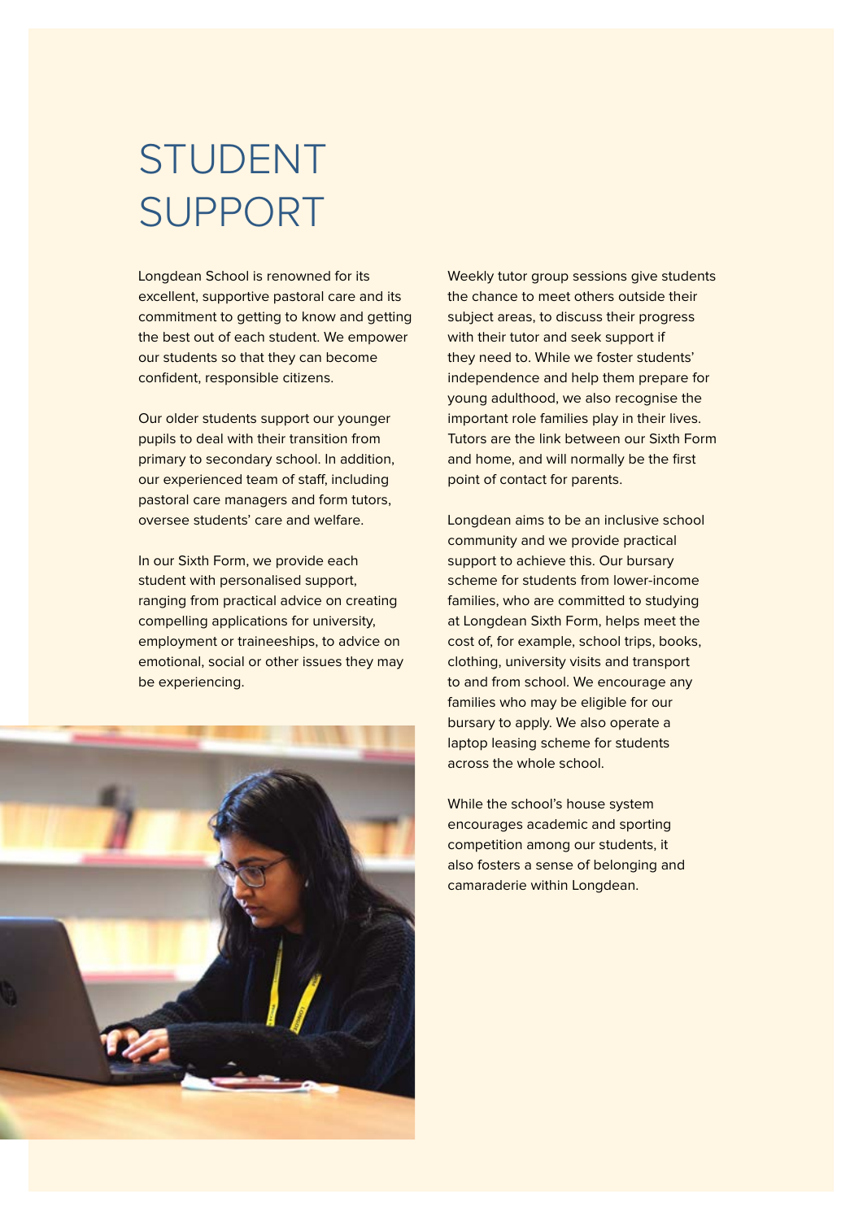# STUDENT SUPPORT

Longdean School is renowned for its excellent, supportive pastoral care and its commitment to getting to know and getting the best out of each student. We empower our students so that they can become confident, responsible citizens.

Our older students support our younger pupils to deal with their transition from primary to secondary school. In addition, our experienced team of staff, including pastoral care managers and form tutors, oversee students' care and welfare.

In our Sixth Form, we provide each student with personalised support, ranging from practical advice on creating compelling applications for university, employment or traineeships, to advice on emotional, social or other issues they may be experiencing.

Weekly tutor group sessions give students the chance to meet others outside their subject areas, to discuss their progress with their tutor and seek support if they need to. While we foster students' independence and help them prepare for young adulthood, we also recognise the important role families play in their lives. Tutors are the link between our Sixth Form and home, and will normally be the first point of contact for parents.

Longdean aims to be an inclusive school community and we provide practical support to achieve this. Our bursary scheme for students from lower-income families, who are committed to studying at Longdean Sixth Form, helps meet the cost of, for example, school trips, books, clothing, university visits and transport to and from school. We encourage any families who may be eligible for our bursary to apply. We also operate a laptop leasing scheme for students across the whole school.

While the school's house system encourages academic and sporting competition among our students, it also fosters a sense of belonging and camaraderie within Longdean.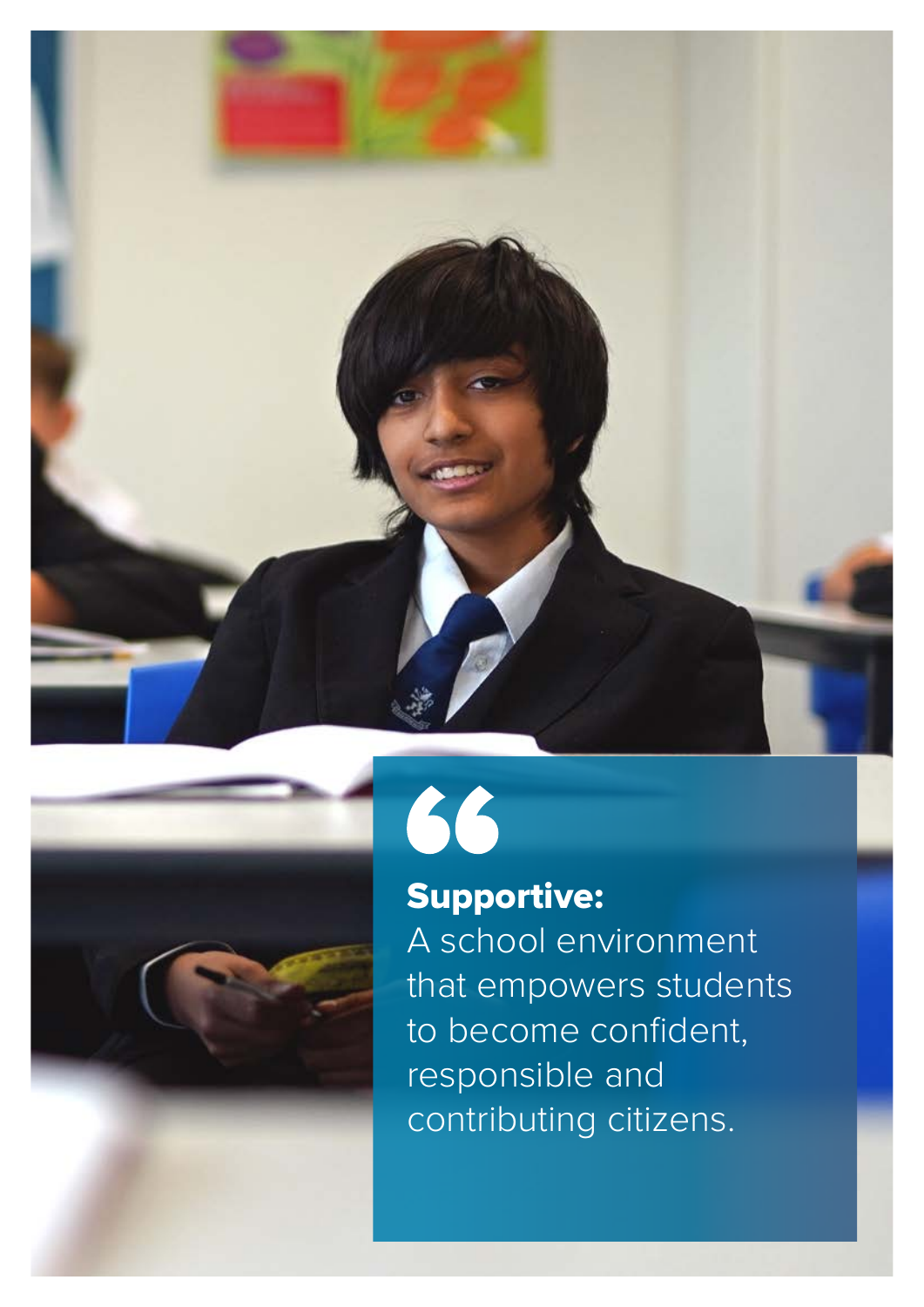**Supportive:**
A school environment that empowers students to become confident, responsible and contributing citizens.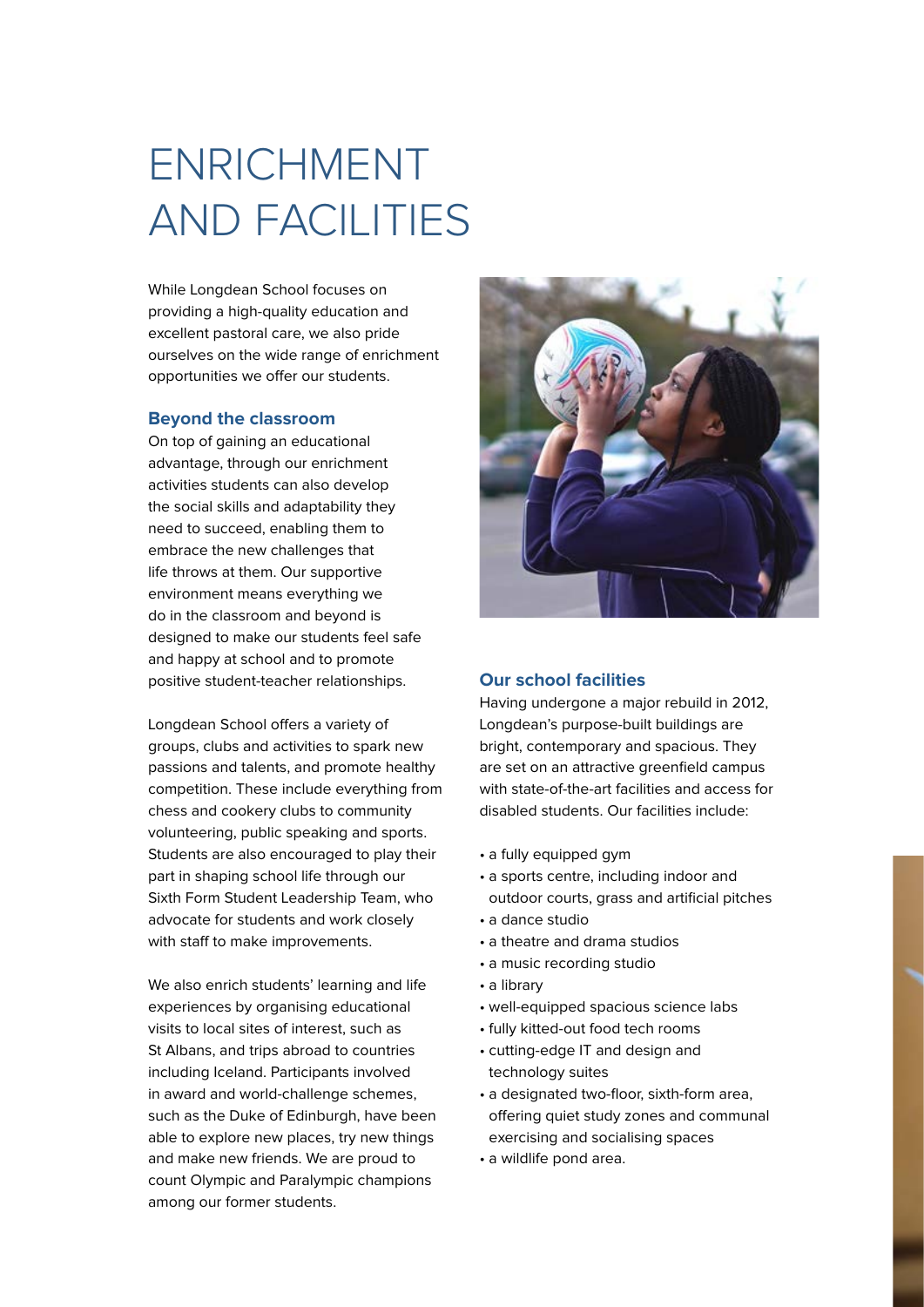# ENRICHMENT AND FACILITIES

While Longdean School focuses on providing a high-quality education and excellent pastoral care, we also pride ourselves on the wide range of enrichment opportunities we offer our students.

## Beyond the classroom

On top of gaining an educational advantage, through our enrichment activities students can also develop the social skills and adaptability they need to succeed, enabling them to embrace the new challenges that life throws at them. Our supportive environment means everything we do in the classroom and beyond is designed to make our students feel safe and happy at school and to promote positive student-teacher relationships.

Longdean School offers a variety of groups, clubs and activities to spark new passions and talents, and promote healthy competition. These include everything from chess and cookery clubs to community volunteering, public speaking and sports. Students are also encouraged to play their part in shaping school life through our Sixth Form Student Leadership Team, who advocate for students and work closely with staff to make improvements.

We also enrich students' learning and life experiences by organising educational visits to local sites of interest, such as St Albans, and trips abroad to countries including Iceland. Participants involved in award and world-challenge schemes, such as the Duke of Edinburgh, have been able to explore new places, try new things and make new friends. We are proud to count Olympic and Paralympic champions among our former students.

## Our school facilities

Having undergone a major rebuild in 2012, Longdean's purpose-built buildings are bright, contemporary and spacious. They are set on an attractive greenfield campus with state-of-the-art facilities and access for disabled students. Our facilities include:

- a fully equipped gym
- a sports centre, including indoor and outdoor courts, grass and artificial pitches
- a dance studio
- a theatre and drama studios
- a music recording studio
- a library
- well-equipped spacious science labs
- fully kitted-out food tech rooms
- cutting-edge IT and design and technology suites
- a designated two-floor, sixth-form area, offering quiet study zones and communal exercising and socialising spaces
- a wildlife pond area.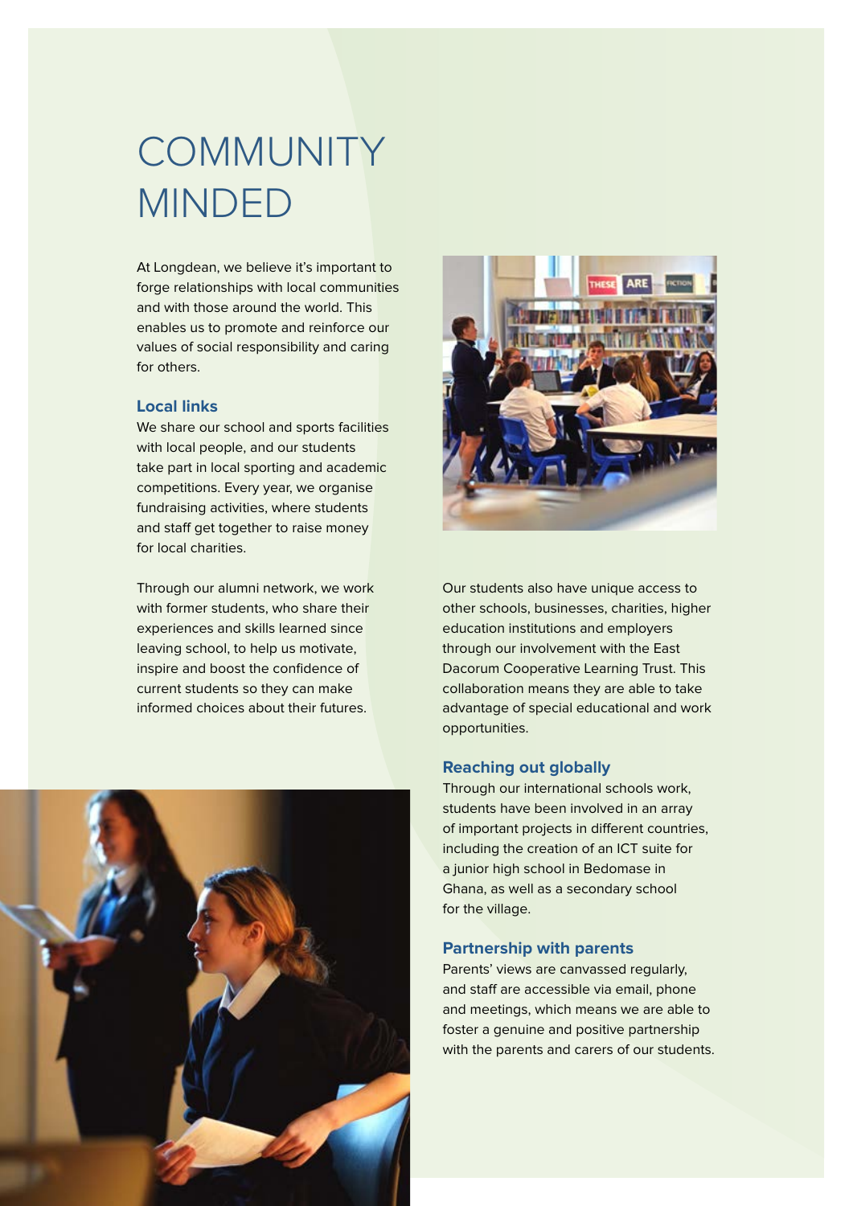# COMMUNITY MINDED

At Longdean, we believe it's important to forge relationships with local communities and with those around the world. This enables us to promote and reinforce our values of social responsibility and caring for others.

## Local links

We share our school and sports facilities with local people, and our students take part in local sporting and academic competitions. Every year, we organise fundraising activities, where students and staff get together to raise money for local charities.

Through our alumni network, we work with former students, who share their experiences and skills learned since leaving school, to help us motivate, inspire and boost the confidence of current students so they can make informed choices about their futures.

Our students also have unique access to other schools, businesses, charities, higher education institutions and employers through our involvement with the East Dacorum Cooperative Learning Trust. This collaboration means they are able to take advantage of special educational and work opportunities.

## Reaching out globally

Through our international schools work, students have been involved in an array of important projects in different countries, including the creation of an ICT suite for a junior high school in Bedomase in Ghana, as well as a secondary school for the village.

## Partnership with parents

Parents' views are canvassed regularly, and staff are accessible via email, phone and meetings, which means we are able to foster a genuine and positive partnership with the parents and carers of our students.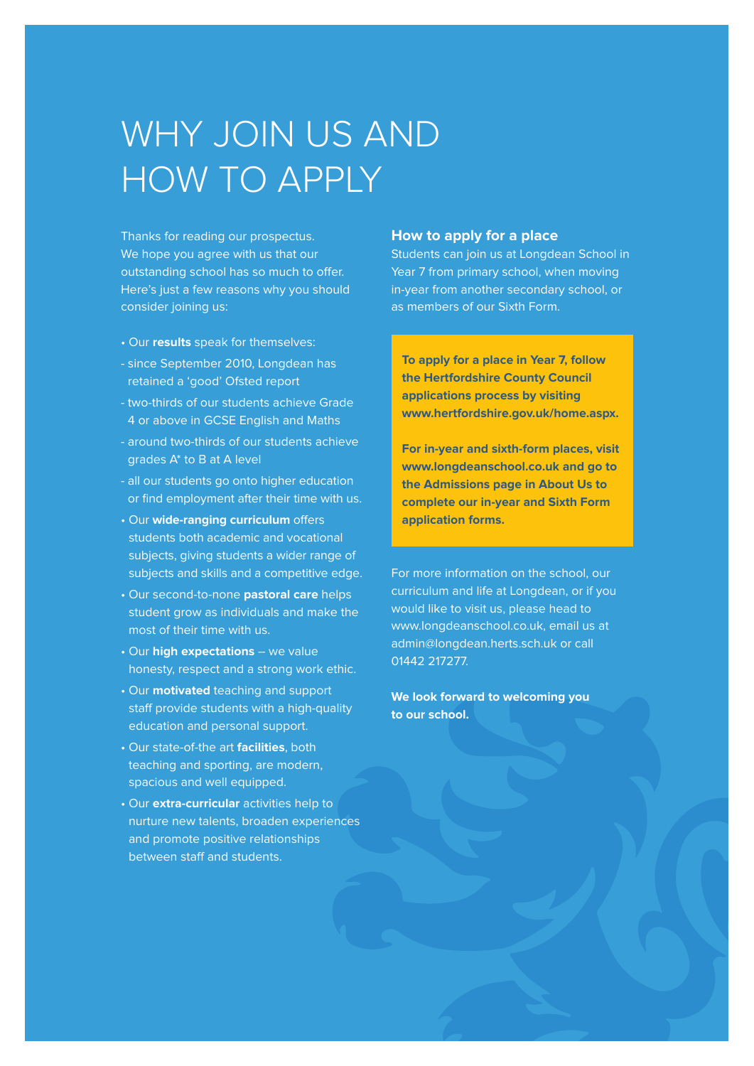# WHY JOIN US AND HOW TO APPLY

Thanks for reading our prospectus. We hope you agree with us that our outstanding school has so much to offer. Here's just a few reasons why you should consider joining us:

- Our **results** speak for themselves:
  - since September 2010, Longdean has retained a 'good' Ofsted report
  - two-thirds of our students achieve Grade 4 or above in GCSE English and Maths
  - around two-thirds of our students achieve grades A* to B at A level
  - all our students go onto higher education or find employment after their time with us.
- Our **wide-ranging curriculum** offers students both academic and vocational subjects, giving students a wider range of subjects and skills and a competitive edge.
- Our second-to-none **pastoral care** helps student grow as individuals and make the most of their time with us.
- Our **high expectations** – we value honesty, respect and a strong work ethic.
- Our **motivated** teaching and support staff provide students with a high-quality education and personal support.
- Our state-of-the art **facilities**, both teaching and sporting, are modern, spacious and well equipped.
- Our **extra-curricular** activities help to nurture new talents, broaden experiences and promote positive relationships between staff and students.

## How to apply for a place

Students can join us at Longdean School in Year 7 from primary school, when moving in-year from another secondary school, or as members of our Sixth Form.

**To apply for a place in Year 7, follow the Hertfordshire County Council applications process by visiting www.hertfordshire.gov.uk/home.aspx.**

**For in-year and sixth-form places, visit www.longdeanschool.co.uk and go to the Admissions page in About Us to complete our in-year and Sixth Form application forms.**

For more information on the school, our curriculum and life at Longdean, or if you would like to visit us, please head to www.longdeanschool.co.uk, email us at admin@longdean.herts.sch.uk or call 01442 217277.

**We look forward to welcoming you to our school.**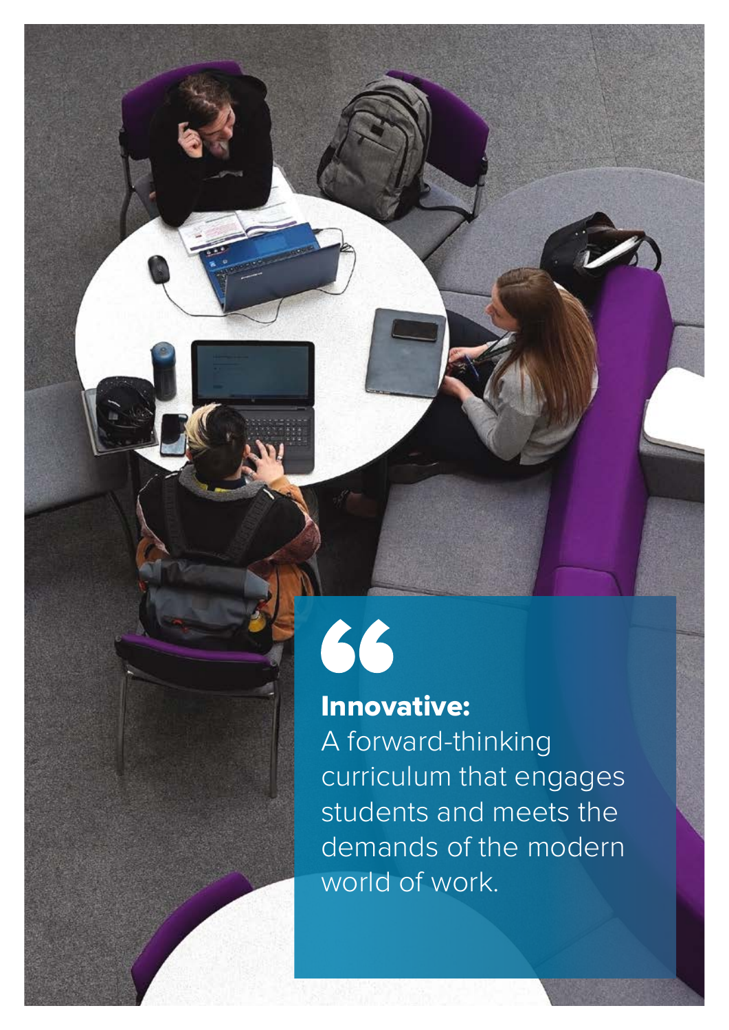**Innovative:**
A forward-thinking curriculum that engages students and meets the demands of the modern world of work.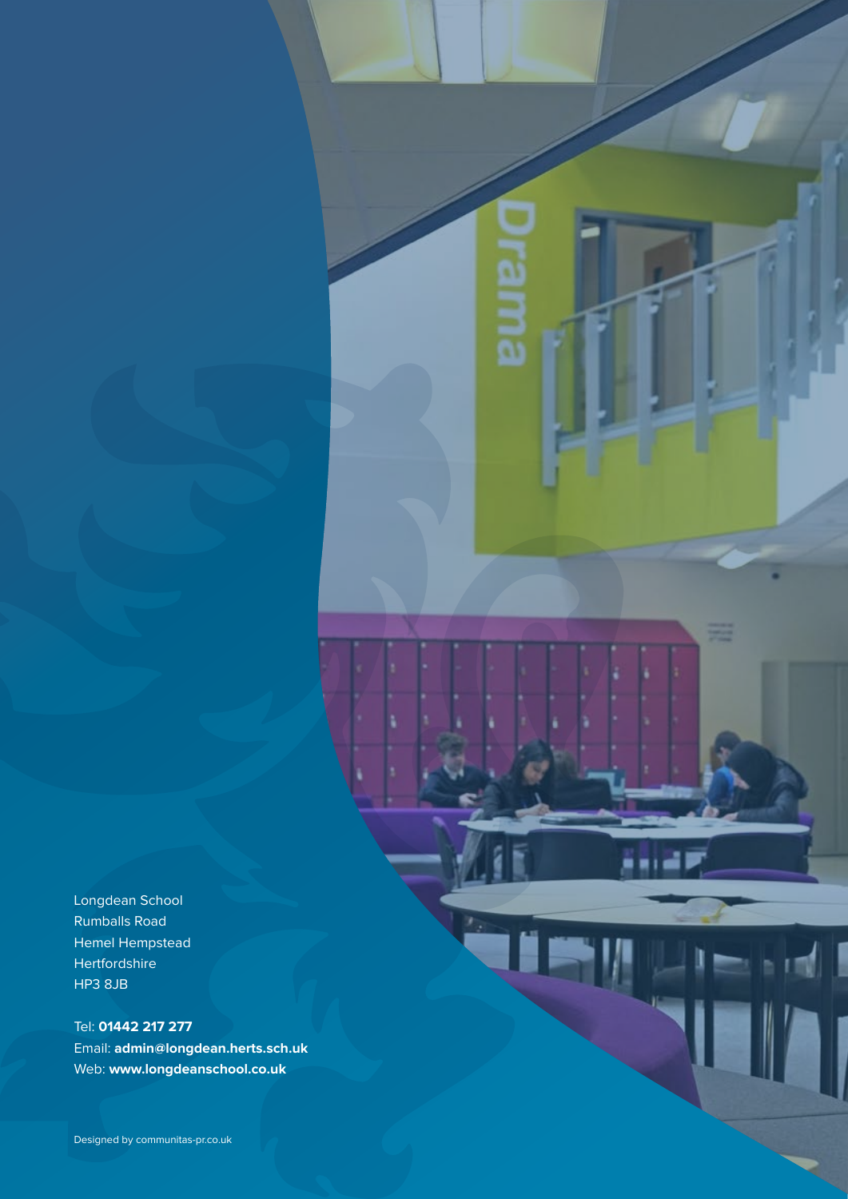Longdean School
Rumballs Road
Hemel Hempstead
Hertfordshire
HP3 8JB

Tel: **01442 217 277**
Email: **admin@longdean.herts.sch.uk**
Web: **www.longdeanschool.co.uk**

Designed by communitas-pr.co.uk